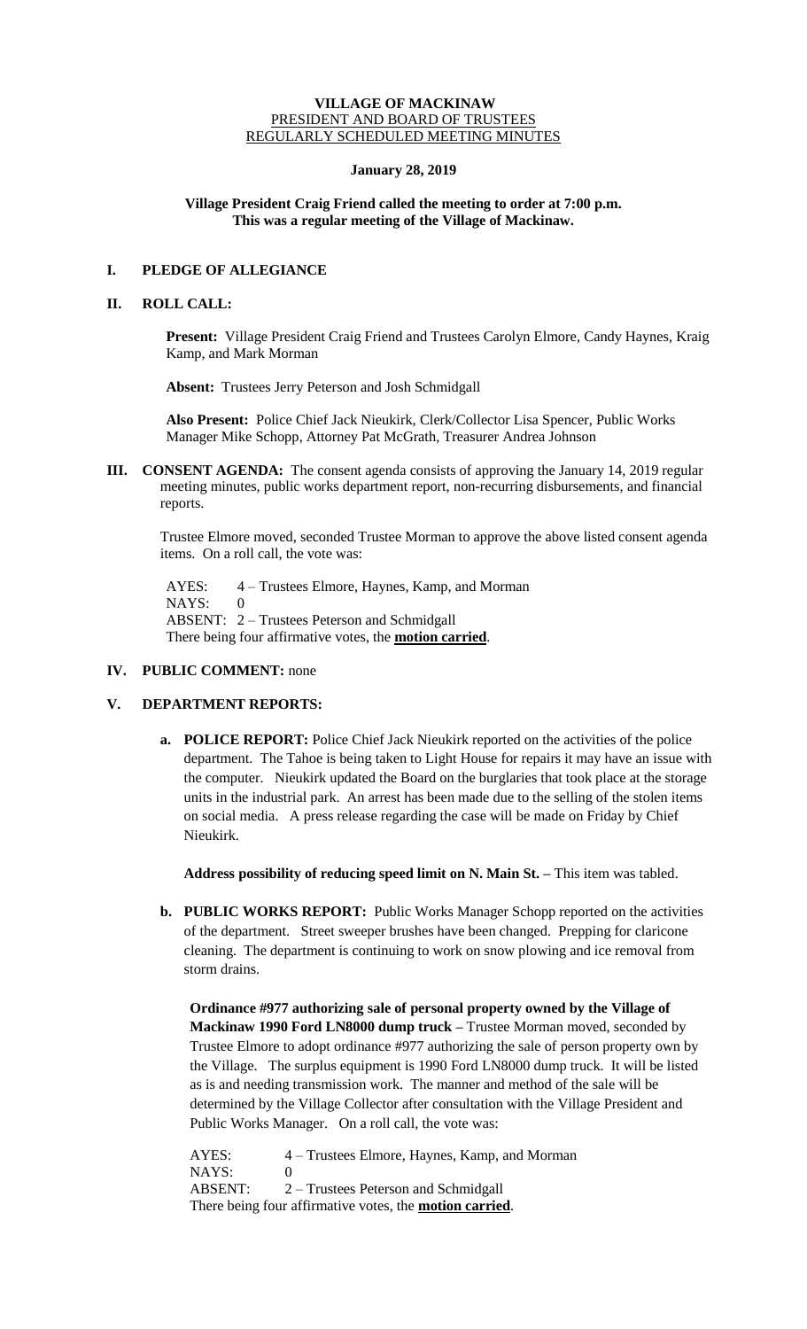**VILLAGE OF MACKINAW**
PRESIDENT AND BOARD OF TRUSTEES
REGULARLY SCHEDULED MEETING MINUTES

**January 28, 2019**

**Village President Craig Friend called the meeting to order at 7:00 p.m.**
**This was a regular meeting of the Village of Mackinaw.**

## I. PLEDGE OF ALLEGIANCE

## II. ROLL CALL:

**Present:** Village President Craig Friend and Trustees Carolyn Elmore, Candy Haynes, Kraig Kamp, and Mark Morman

**Absent:** Trustees Jerry Peterson and Josh Schmidgall

**Also Present:** Police Chief Jack Nieukirk, Clerk/Collector Lisa Spencer, Public Works Manager Mike Schopp, Attorney Pat McGrath, Treasurer Andrea Johnson

## III. CONSENT AGENDA:

The consent agenda consists of approving the January 14, 2019 regular meeting minutes, public works department report, non-recurring disbursements, and financial reports.

Trustee Elmore moved, seconded Trustee Morman to approve the above listed consent agenda items. On a roll call, the vote was:

AYES: 4 – Trustees Elmore, Haynes, Kamp, and Morman
NAYS: 0
ABSENT: 2 – Trustees Peterson and Schmidgall
There being four affirmative votes, the **motion carried**.

## IV. PUBLIC COMMENT: none

## V. DEPARTMENT REPORTS:

**a. POLICE REPORT:** Police Chief Jack Nieukirk reported on the activities of the police department. The Tahoe is being taken to Light House for repairs it may have an issue with the computer. Nieukirk updated the Board on the burglaries that took place at the storage units in the industrial park. An arrest has been made due to the selling of the stolen items on social media. A press release regarding the case will be made on Friday by Chief Nieukirk.

**Address possibility of reducing speed limit on N. Main St. –** This item was tabled.

**b. PUBLIC WORKS REPORT:** Public Works Manager Schopp reported on the activities of the department. Street sweeper brushes have been changed. Prepping for claricone cleaning. The department is continuing to work on snow plowing and ice removal from storm drains.

**Ordinance #977 authorizing sale of personal property owned by the Village of Mackinaw 1990 Ford LN8000 dump truck –** Trustee Morman moved, seconded by Trustee Elmore to adopt ordinance #977 authorizing the sale of person property own by the Village. The surplus equipment is 1990 Ford LN8000 dump truck. It will be listed as is and needing transmission work. The manner and method of the sale will be determined by the Village Collector after consultation with the Village President and Public Works Manager. On a roll call, the vote was:

AYES: 4 – Trustees Elmore, Haynes, Kamp, and Morman
NAYS: 0
ABSENT: 2 – Trustees Peterson and Schmidgall
There being four affirmative votes, the **motion carried**.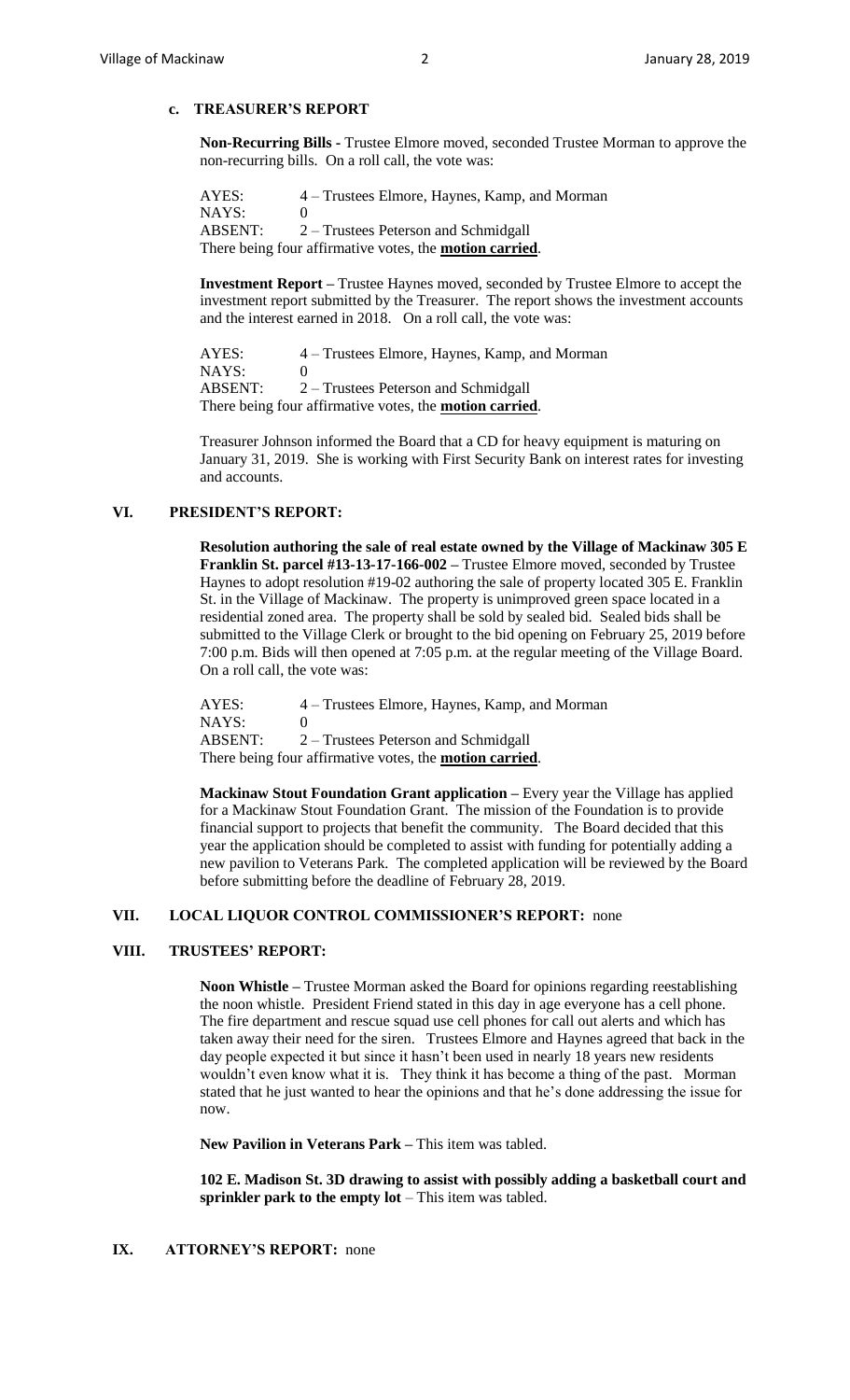### c. TREASURER'S REPORT

**Non-Recurring Bills -** Trustee Elmore moved, seconded Trustee Morman to approve the non-recurring bills. On a roll call, the vote was:

AYES: 4 – Trustees Elmore, Haynes, Kamp, and Morman
NAYS: 0
ABSENT: 2 – Trustees Peterson and Schmidgall
There being four affirmative votes, the **motion carried**.

**Investment Report –** Trustee Haynes moved, seconded by Trustee Elmore to accept the investment report submitted by the Treasurer. The report shows the investment accounts and the interest earned in 2018. On a roll call, the vote was:

AYES: 4 – Trustees Elmore, Haynes, Kamp, and Morman
NAYS: 0
ABSENT: 2 – Trustees Peterson and Schmidgall
There being four affirmative votes, the **motion carried**.

Treasurer Johnson informed the Board that a CD for heavy equipment is maturing on January 31, 2019. She is working with First Security Bank on interest rates for investing and accounts.

## VI. PRESIDENT'S REPORT:

**Resolution authoring the sale of real estate owned by the Village of Mackinaw 305 E Franklin St. parcel #13-13-17-166-002 –** Trustee Elmore moved, seconded by Trustee Haynes to adopt resolution #19-02 authoring the sale of property located 305 E. Franklin St. in the Village of Mackinaw. The property is unimproved green space located in a residential zoned area. The property shall be sold by sealed bid. Sealed bids shall be submitted to the Village Clerk or brought to the bid opening on February 25, 2019 before 7:00 p.m. Bids will then opened at 7:05 p.m. at the regular meeting of the Village Board. On a roll call, the vote was:

AYES: 4 – Trustees Elmore, Haynes, Kamp, and Morman
NAYS: 0
ABSENT: 2 – Trustees Peterson and Schmidgall
There being four affirmative votes, the **motion carried**.

**Mackinaw Stout Foundation Grant application –** Every year the Village has applied for a Mackinaw Stout Foundation Grant. The mission of the Foundation is to provide financial support to projects that benefit the community. The Board decided that this year the application should be completed to assist with funding for potentially adding a new pavilion to Veterans Park. The completed application will be reviewed by the Board before submitting before the deadline of February 28, 2019.

## VII. LOCAL LIQUOR CONTROL COMMISSIONER'S REPORT: none

## VIII. TRUSTEES' REPORT:

**Noon Whistle –** Trustee Morman asked the Board for opinions regarding reestablishing the noon whistle. President Friend stated in this day in age everyone has a cell phone. The fire department and rescue squad use cell phones for call out alerts and which has taken away their need for the siren. Trustees Elmore and Haynes agreed that back in the day people expected it but since it hasn't been used in nearly 18 years new residents wouldn't even know what it is. They think it has become a thing of the past. Morman stated that he just wanted to hear the opinions and that he's done addressing the issue for now.

**New Pavilion in Veterans Park –** This item was tabled.

**102 E. Madison St. 3D drawing to assist with possibly adding a basketball court and sprinkler park to the empty lot** – This item was tabled.

## IX. ATTORNEY'S REPORT: none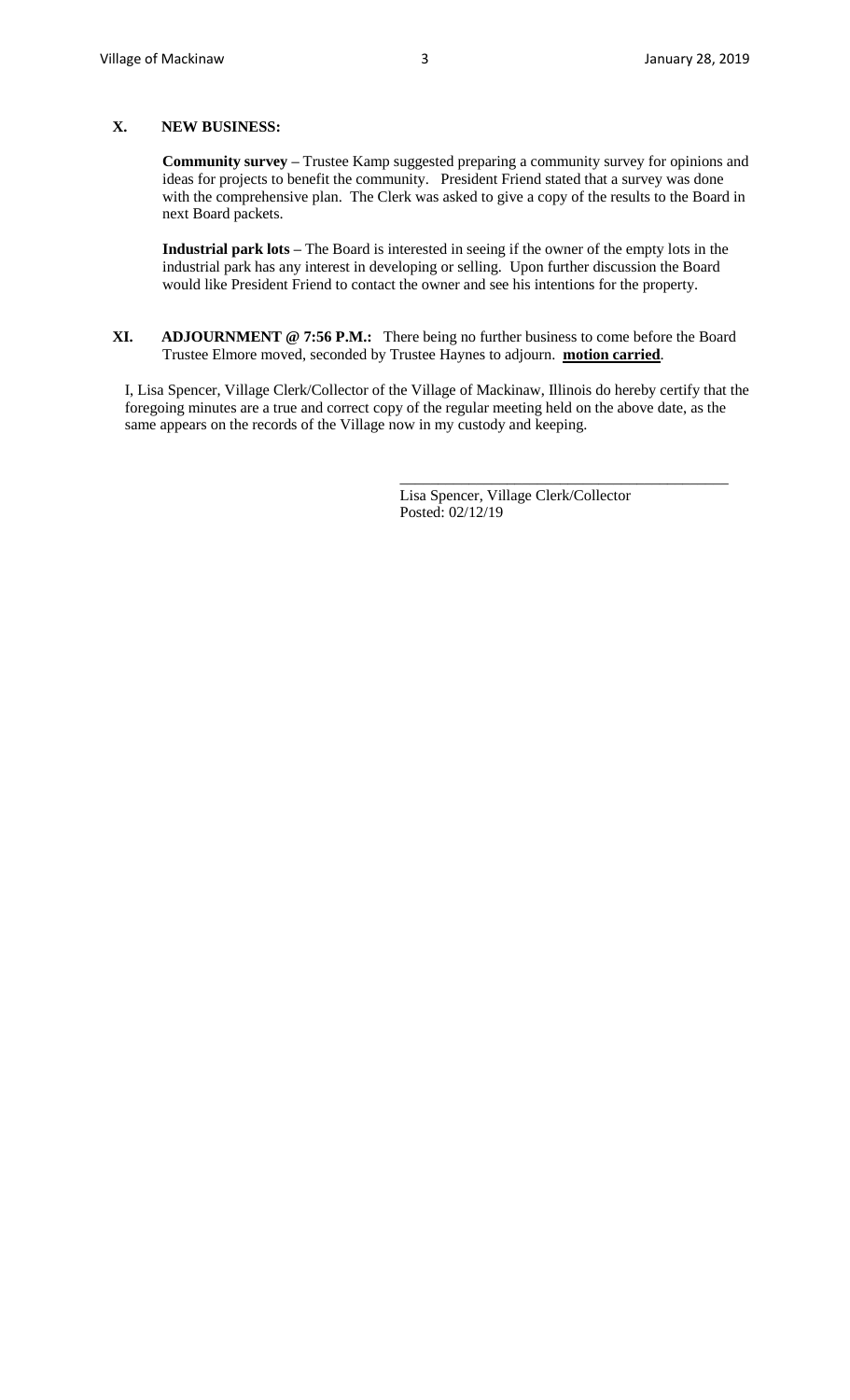## X. NEW BUSINESS:

**Community survey** – Trustee Kamp suggested preparing a community survey for opinions and ideas for projects to benefit the community. President Friend stated that a survey was done with the comprehensive plan. The Clerk was asked to give a copy of the results to the Board in next Board packets.

**Industrial park lots** – The Board is interested in seeing if the owner of the empty lots in the industrial park has any interest in developing or selling. Upon further discussion the Board would like President Friend to contact the owner and see his intentions for the property.

## XI. ADJOURNMENT @ 7:56 P.M.:

There being no further business to come before the Board Trustee Elmore moved, seconded by Trustee Haynes to adjourn. **motion carried**.

I, Lisa Spencer, Village Clerk/Collector of the Village of Mackinaw, Illinois do hereby certify that the foregoing minutes are a true and correct copy of the regular meeting held on the above date, as the same appears on the records of the Village now in my custody and keeping.

_______________________________________________

Lisa Spencer, Village Clerk/Collector
Posted: 02/12/19